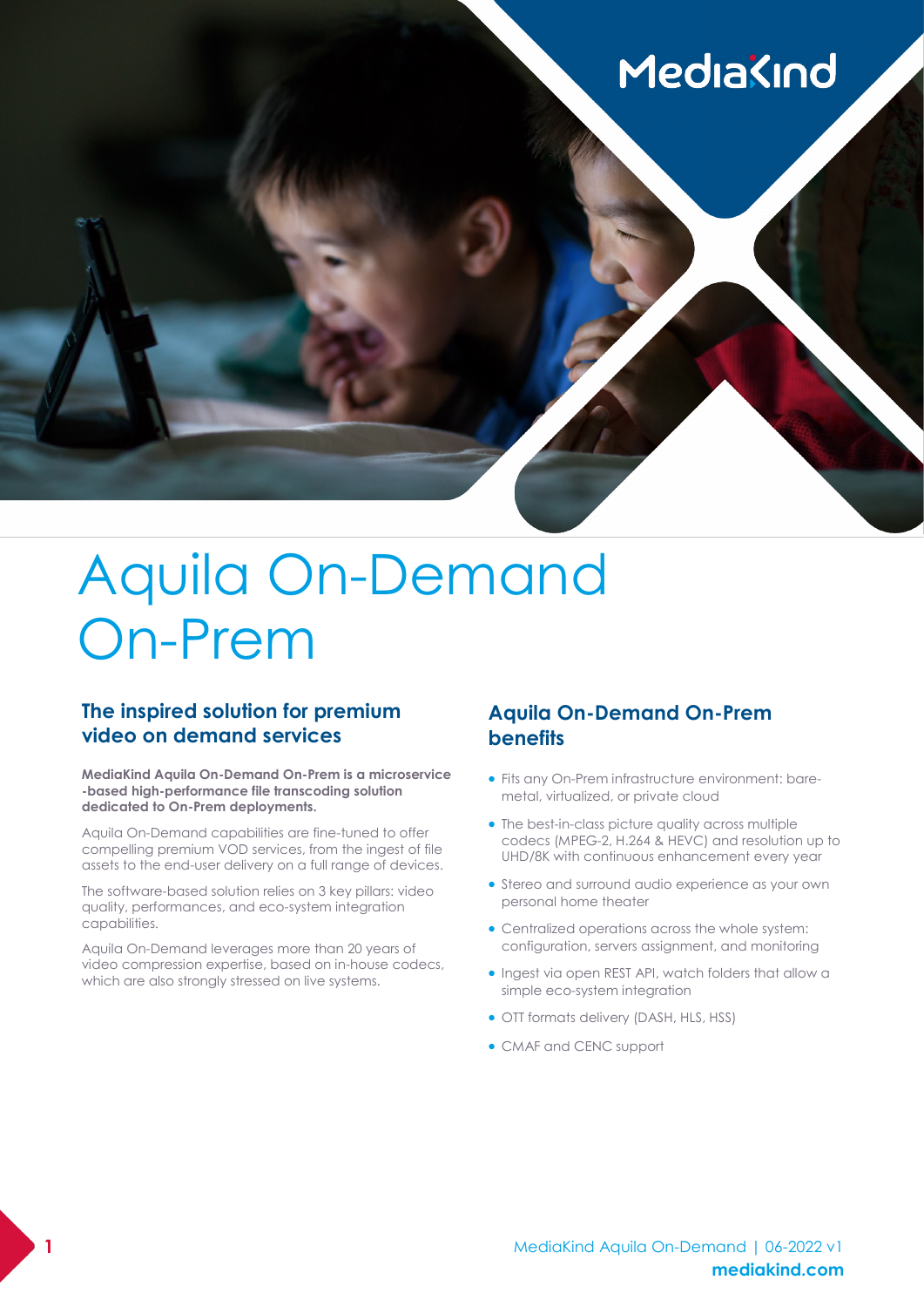# Aquila On-Demand On-Prem

## The inspired solution for premium video on demand services

**MediaKind Aquila On-Demand On-Prem is a microservice -based high-performance file transcoding solution dedicated to On-Prem deployments.**

Aquila On-Demand capabilities are fine-tuned to offer compelling premium VOD services, from the ingest of file assets to the end-user delivery on a full range of devices.

The software-based solution relies on 3 key pillars: video quality, performances, and eco-system integration capabilities.

Aquila On-Demand leverages more than 20 years of video compression expertise, based on in-house codecs, which are also strongly stressed on live systems.

## Aquila On-Demand On-Prem benefits

- Fits any On-Prem infrastructure environment: bare-metal, virtualized, or private cloud
- The best-in-class picture quality across multiple codecs (MPEG-2, H.264 & HEVC) and resolution up to UHD/8K with continuous enhancement every year
- Stereo and surround audio experience as your own personal home theater
- Centralized operations across the whole system: configuration, servers assignment, and monitoring
- Ingest via open REST API, watch folders that allow a simple eco-system integration
- OTT formats delivery (DASH, HLS, HSS)
- CMAF and CENC support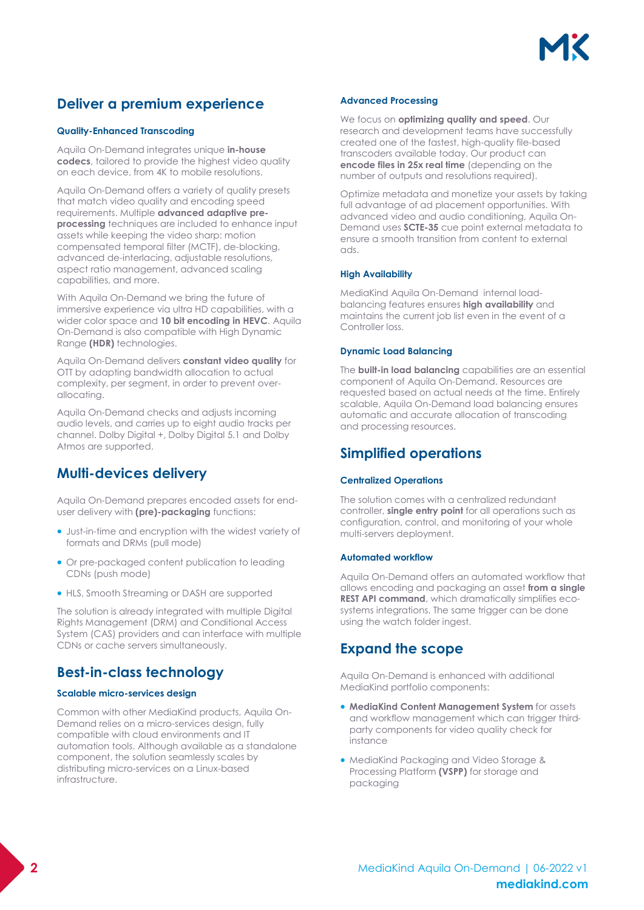## Deliver a premium experience

### Quality-Enhanced Transcoding

Aquila On-Demand integrates unique **in-house codecs**, tailored to provide the highest video quality on each device, from 4K to mobile resolutions.

Aquila On-Demand offers a variety of quality presets that match video quality and encoding speed requirements. Multiple **advanced adaptive pre-processing** techniques are included to enhance input assets while keeping the video sharp: motion compensated temporal filter (MCTF), de-blocking, advanced de-interlacing, adjustable resolutions, aspect ratio management, advanced scaling capabilities, and more.

With Aquila On-Demand we bring the future of immersive experience via ultra HD capabilities, with a wider color space and **10 bit encoding in HEVC**. Aquila On-Demand is also compatible with High Dynamic Range **(HDR)** technologies.

Aquila On-Demand delivers **constant video quality** for OTT by adapting bandwidth allocation to actual complexity, per segment, in order to prevent over-allocating.

Aquila On-Demand checks and adjusts incoming audio levels, and carries up to eight audio tracks per channel. Dolby Digital +, Dolby Digital 5.1 and Dolby Atmos are supported.

## Multi-devices delivery

Aquila On-Demand prepares encoded assets for end-user delivery with **(pre)-packaging** functions:

- Just-in-time and encryption with the widest variety of formats and DRMs (pull mode)
- Or pre-packaged content publication to leading CDNs (push mode)
- HLS, Smooth Streaming or DASH are supported

The solution is already integrated with multiple Digital Rights Management (DRM) and Conditional Access System (CAS) providers and can interface with multiple CDNs or cache servers simultaneously.

## Best-in-class technology

### Scalable micro-services design

Common with other MediaKind products, Aquila On-Demand relies on a micro-services design, fully compatible with cloud environments and IT automation tools. Although available as a standalone component, the solution seamlessly scales by distributing micro-services on a Linux-based infrastructure.

### Advanced Processing

We focus on **optimizing quality and speed**. Our research and development teams have successfully created one of the fastest, high-quality file-based transcoders available today. Our product can **encode files in 25x real time** (depending on the number of outputs and resolutions required).

Optimize metadata and monetize your assets by taking full advantage of ad placement opportunities. With advanced video and audio conditioning, Aquila On-Demand uses **SCTE-35** cue point external metadata to ensure a smooth transition from content to external ads.

### High Availability

MediaKind Aquila On-Demand internal load-balancing features ensures **high availability** and maintains the current job list even in the event of a Controller loss.

### Dynamic Load Balancing

The **built-in load balancing** capabilities are an essential component of Aquila On-Demand. Resources are requested based on actual needs at the time. Entirely scalable, Aquila On-Demand load balancing ensures automatic and accurate allocation of transcoding and processing resources.

## Simplified operations

### Centralized Operations

The solution comes with a centralized redundant controller, **single entry point** for all operations such as configuration, control, and monitoring of your whole multi-servers deployment.

### Automated workflow

Aquila On-Demand offers an automated workflow that allows encoding and packaging an asset **from a single REST API command**, which dramatically simplifies eco-systems integrations. The same trigger can be done using the watch folder ingest.

## Expand the scope

Aquila On-Demand is enhanced with additional MediaKind portfolio components:

- **MediaKind Content Management System** for assets and workflow management which can trigger third-party components for video quality check for instance
- MediaKind Packaging and Video Storage & Processing Platform **(VSPP)** for storage and packaging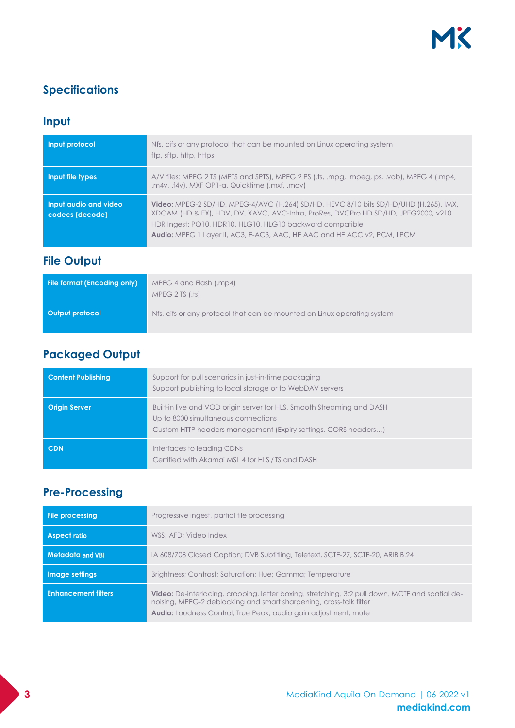# Specifications

## Input

| | |
|---|---|
| **Input protocol** | Nfs, cifs or any protocol that can be mounted on Linux operating system<br>ftp, sftp, http, https |
| **Input file types** | A/V files: MPEG 2 TS (MPTS and SPTS), MPEG 2 PS (.ts, .mpg, .mpeg, ps, .vob), MPEG 4 (.mp4, .m4v, .f4v), MXF OP1-a, Quicktime (.mxf, .mov) |
| **Input audio and video codecs (decode)** | **Video:** MPEG-2 SD/HD, MPEG-4/AVC (H.264) SD/HD, HEVC 8/10 bits SD/HD/UHD (H.265), IMX, XDCAM (HD & EX), HDV, DV, XAVC, AVC-Intra, ProRes, DVCPro HD SD/HD, JPEG2000, v210<br>HDR Ingest: PQ10, HDR10, HLG10, HLG10 backward compatible<br>**Audio:** MPEG 1 Layer II, AC3, E-AC3, AAC, HE AAC and HE ACC v2, PCM, LPCM |

## File Output

| | |
|---|---|
| **File format (Encoding only)** | MPEG 4 and Flash (.mp4)<br>MPEG 2 TS (.ts) |
| **Output protocol** | Nfs, cifs or any protocol that can be mounted on Linux operating system |

## Packaged Output

| | |
|---|---|
| **Content Publishing** | Support for pull scenarios in just-in-time packaging<br>Support publishing to local storage or to WebDAV servers |
| **Origin Server** | Built-in live and VOD origin server for HLS, Smooth Streaming and DASH<br>Up to 8000 simultaneous connections<br>Custom HTTP headers management (Expiry settings, CORS headers…) |
| **CDN** | Interfaces to leading CDNs<br>Certified with Akamai MSL 4 for HLS / TS and DASH |

## Pre-Processing

| | |
|---|---|
| **File processing** | Progressive ingest, partial file processing |
| **Aspect ratio** | WSS; AFD; Video Index |
| **Metadata and VBI** | IA 608/708 Closed Caption; DVB Subtitling, Teletext, SCTE-27, SCTE-20, ARIB B.24 |
| **Image settings** | Brightness; Contrast; Saturation; Hue; Gamma; Temperature |
| **Enhancement filters** | **Video:** De-interlacing, cropping, letter boxing, stretching, 3:2 pull down, MCTF and spatial de-noising, MPEG-2 deblocking and smart sharpening, cross-talk filter<br>**Audio:** Loudness Control, True Peak, audio gain adjustment, mute |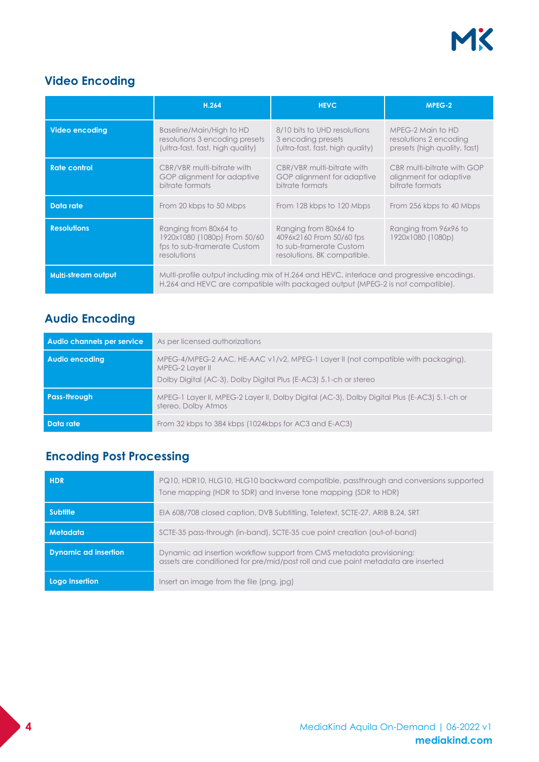## Video Encoding

| | H.264 | HEVC | MPEG-2 |
|---|---|---|---|
| **Video encoding** | Baseline/Main/High to HD resolutions 3 encoding presets (ultra-fast, fast, high quality) | 8/10 bits to UHD resolutions 3 encoding presets (ultra-fast, fast, high quality) | MPEG-2 Main to HD resolutions 2 encoding presets (high quality, fast) |
| **Rate control** | CBR/VBR multi-bitrate with GOP alignment for adaptive bitrate formats | CBR/VBR multi-bitrate with GOP alignment for adaptive bitrate formats | CBR multi-bitrate with GOP alignment for adaptive bitrate formats |
| **Data rate** | From 20 kbps to 50 Mbps | From 128 kbps to 120 Mbps | From 256 kbps to 40 Mbps |
| **Resolutions** | Ranging from 80x64 to 1920x1080 (1080p) From 50/60 fps to sub-framerate Custom resolutions | Ranging from 80x64 to 4096x2160 From 50/60 fps to sub-framerate Custom resolutions. 8K compatible. | Ranging from 96x96 to 1920x1080 (1080p) |
| **Multi-stream output** | Multi-profile output including mix of H.264 and HEVC, interlace and progressive encodings. H.264 and HEVC are compatible with packaged output (MPEG-2 is not compatible). | | |

## Audio Encoding

| | |
|---|---|
| **Audio channels per service** | As per licensed authorizations |
| **Audio encoding** | MPEG-4/MPEG-2 AAC, HE-AAC v1/v2, MPEG-1 Layer II (not compatible with packaging), MPEG-2 Layer II<br>Dolby Digital (AC-3), Dolby Digital Plus (E-AC3) 5.1-ch or stereo |
| **Pass-through** | MPEG-1 Layer II, MPEG-2 Layer II, Dolby Digital (AC-3), Dolby Digital Plus (E-AC3) 5.1-ch or stereo, Dolby Atmos |
| **Data rate** | From 32 kbps to 384 kbps (1024kbps for AC3 and E-AC3) |

## Encoding Post Processing

| | |
|---|---|
| **HDR** | PQ10, HDR10, HLG10, HLG10 backward compatible, passthrough and conversions supported<br>Tone mapping (HDR to SDR) and Inverse tone mapping (SDR to HDR) |
| **Subtitle** | EIA 608/708 closed caption, DVB Subtitling, Teletext, SCTE-27, ARIB B.24, SRT |
| **Metadata** | SCTE-35 pass-through (in-band), SCTE-35 cue point creation (out-of-band) |
| **Dynamic ad insertion** | Dynamic ad insertion workflow support from CMS metadata provisioning: assets are conditioned for pre/mid/post roll and cue point metadata are inserted |
| **Logo Insertion** | Insert an image from the file (png, jpg) |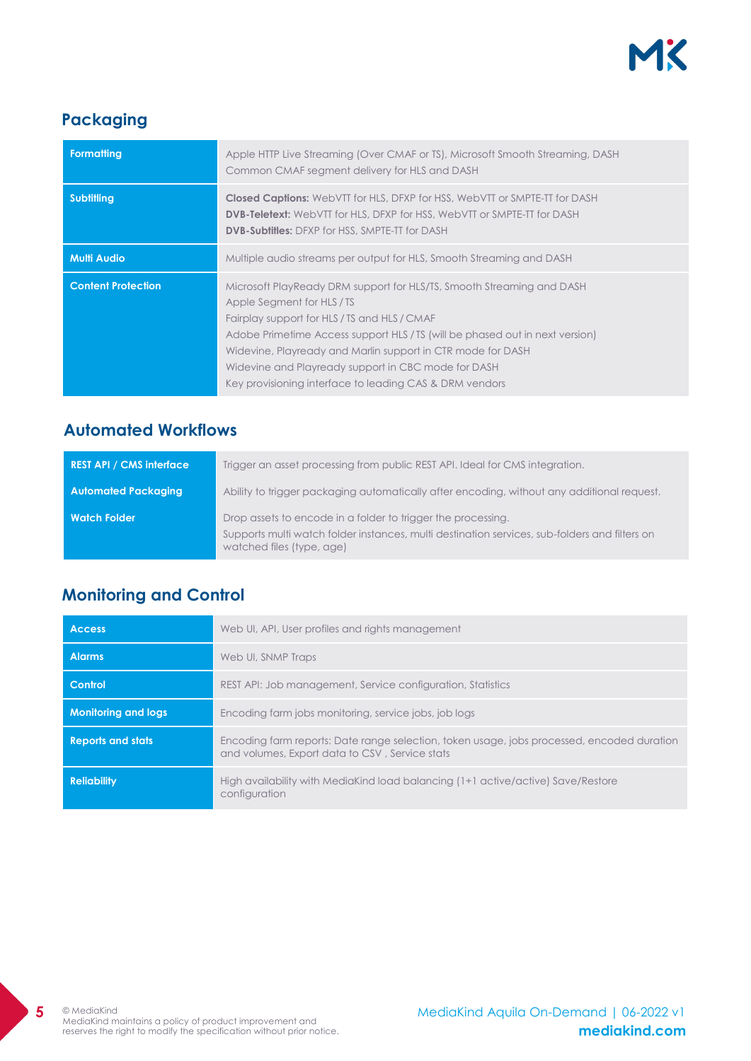## Packaging

| | |
|---|---|
| **Formatting** | Apple HTTP Live Streaming (Over CMAF or TS), Microsoft Smooth Streaming, DASH<br>Common CMAF segment delivery for HLS and DASH |
| **Subtitling** | **Closed Captions:** WebVTT for HLS, DFXP for HSS, WebVTT or SMPTE-TT for DASH<br>**DVB-Teletext:** WebVTT for HLS, DFXP for HSS, WebVTT or SMPTE-TT for DASH<br>**DVB-Subtitles:** DFXP for HSS, SMPTE-TT for DASH |
| **Multi Audio** | Multiple audio streams per output for HLS, Smooth Streaming and DASH |
| **Content Protection** | Microsoft PlayReady DRM support for HLS/TS, Smooth Streaming and DASH<br>Apple Segment for HLS / TS<br>Fairplay support for HLS / TS and HLS / CMAF<br>Adobe Primetime Access support HLS / TS (will be phased out in next version)<br>Widevine, Playready and Marlin support in CTR mode for DASH<br>Widevine and Playready support in CBC mode for DASH<br>Key provisioning interface to leading CAS & DRM vendors |

## Automated Workflows

| | |
|---|---|
| **REST API / CMS interface** | Trigger an asset processing from public REST API. Ideal for CMS integration. |
| **Automated Packaging** | Ability to trigger packaging automatically after encoding, without any additional request. |
| **Watch Folder** | Drop assets to encode in a folder to trigger the processing.<br>Supports multi watch folder instances, multi destination services, sub-folders and filters on watched files (type, age) |

## Monitoring and Control

| | |
|---|---|
| **Access** | Web UI, API, User profiles and rights management |
| **Alarms** | Web UI, SNMP Traps |
| **Control** | REST API: Job management, Service configuration, Statistics |
| **Monitoring and logs** | Encoding farm jobs monitoring, service jobs, job logs |
| **Reports and stats** | Encoding farm reports: Date range selection, token usage, jobs processed, encoded duration and volumes, Export data to CSV , Service stats |
| **Reliability** | High availability with MediaKind load balancing (1+1 active/active) Save/Restore configuration |

© MediaKind
MediaKind maintains a policy of product improvement and reserves the right to modify the specification without prior notice.